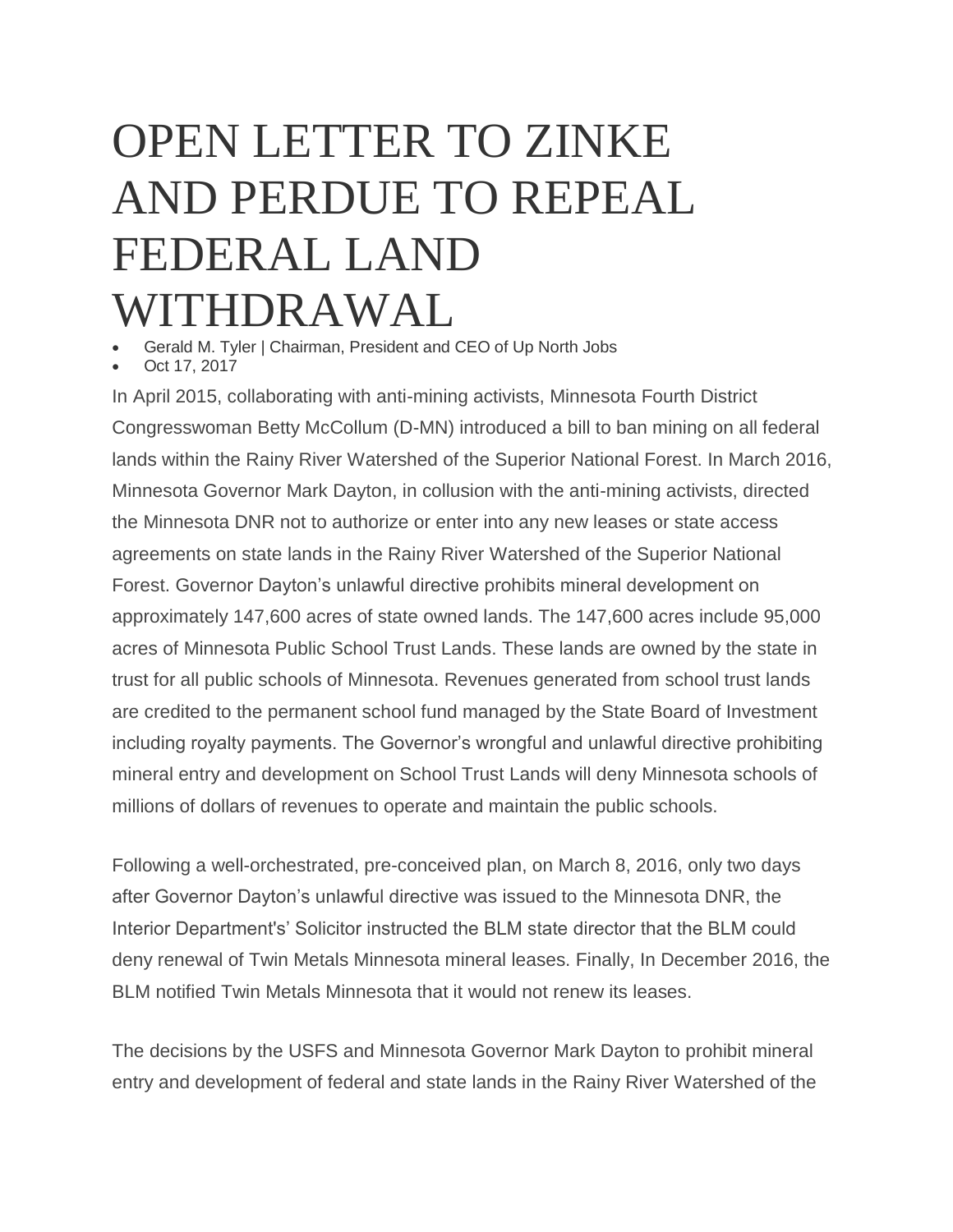# OPEN LETTER TO ZINKE AND PERDUE TO REPEAL FEDERAL LAND WITHDRAWAL

- Gerald M. Tyler | Chairman, President and CEO of Up North Jobs
- Oct 17, 2017

In April 2015, collaborating with anti-mining activists, Minnesota Fourth District Congresswoman Betty McCollum (D-MN) introduced a bill to ban mining on all federal lands within the Rainy River Watershed of the Superior National Forest. In March 2016, Minnesota Governor Mark Dayton, in collusion with the anti-mining activists, directed the Minnesota DNR not to authorize or enter into any new leases or state access agreements on state lands in the Rainy River Watershed of the Superior National Forest. Governor Dayton's unlawful directive prohibits mineral development on approximately 147,600 acres of state owned lands. The 147,600 acres include 95,000 acres of Minnesota Public School Trust Lands. These lands are owned by the state in trust for all public schools of Minnesota. Revenues generated from school trust lands are credited to the permanent school fund managed by the State Board of Investment including royalty payments. The Governor's wrongful and unlawful directive prohibiting mineral entry and development on School Trust Lands will deny Minnesota schools of millions of dollars of revenues to operate and maintain the public schools.

Following a well-orchestrated, pre-conceived plan, on March 8, 2016, only two days after Governor Dayton's unlawful directive was issued to the Minnesota DNR, the Interior Department's' Solicitor instructed the BLM state director that the BLM could deny renewal of Twin Metals Minnesota mineral leases. Finally, In December 2016, the BLM notified Twin Metals Minnesota that it would not renew its leases.

The decisions by the USFS and Minnesota Governor Mark Dayton to prohibit mineral entry and development of federal and state lands in the Rainy River Watershed of the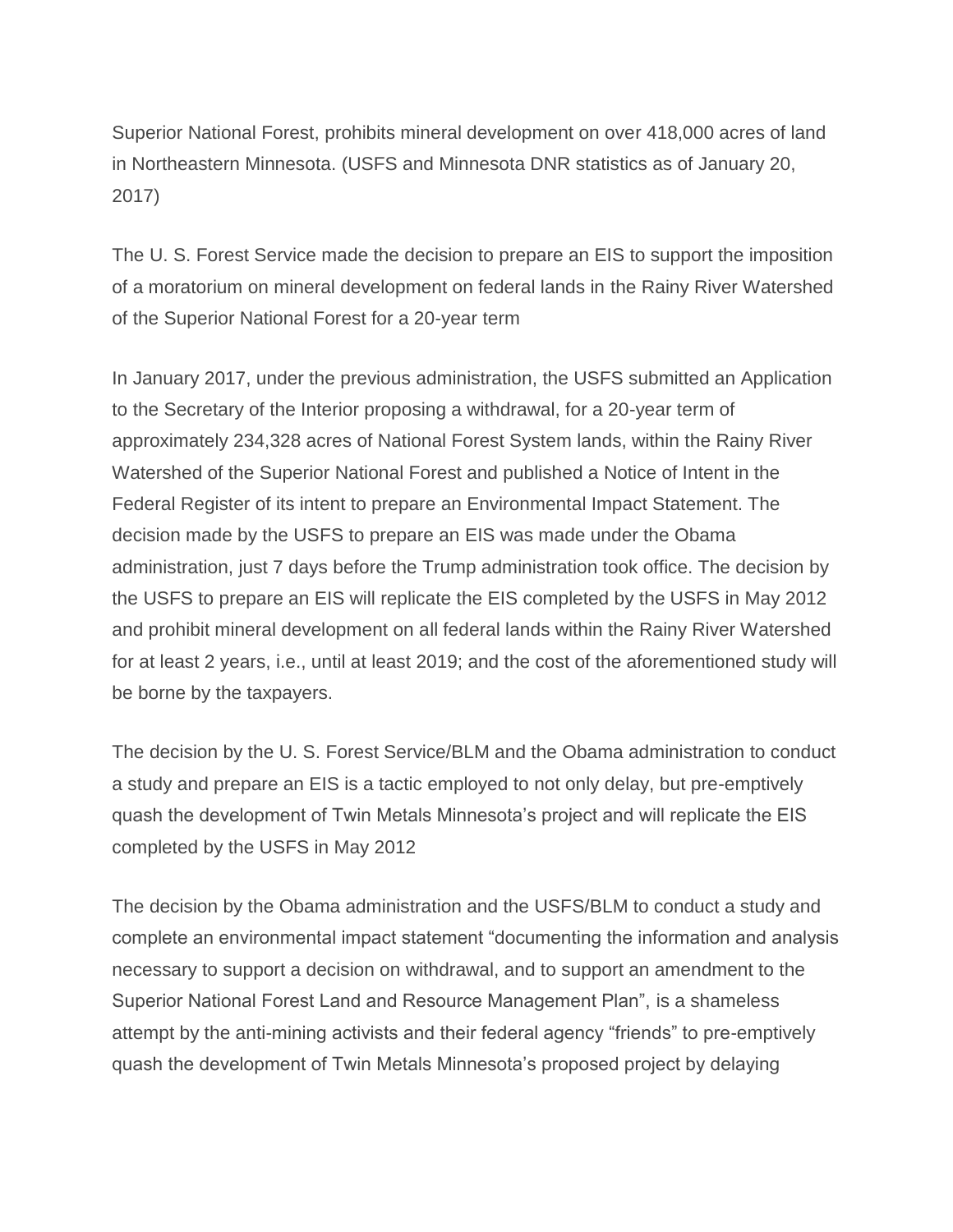Superior National Forest, prohibits mineral development on over 418,000 acres of land in Northeastern Minnesota. (USFS and Minnesota DNR statistics as of January 20, 2017)

The U. S. Forest Service made the decision to prepare an EIS to support the imposition of a moratorium on mineral development on federal lands in the Rainy River Watershed of the Superior National Forest for a 20-year term

In January 2017, under the previous administration, the USFS submitted an Application to the Secretary of the Interior proposing a withdrawal, for a 20-year term of approximately 234,328 acres of National Forest System lands, within the Rainy River Watershed of the Superior National Forest and published a Notice of Intent in the Federal Register of its intent to prepare an Environmental Impact Statement. The decision made by the USFS to prepare an EIS was made under the Obama administration, just 7 days before the Trump administration took office. The decision by the USFS to prepare an EIS will replicate the EIS completed by the USFS in May 2012 and prohibit mineral development on all federal lands within the Rainy River Watershed for at least 2 years, i.e., until at least 2019; and the cost of the aforementioned study will be borne by the taxpayers.

The decision by the U. S. Forest Service/BLM and the Obama administration to conduct a study and prepare an EIS is a tactic employed to not only delay, but pre-emptively quash the development of Twin Metals Minnesota's project and will replicate the EIS completed by the USFS in May 2012

The decision by the Obama administration and the USFS/BLM to conduct a study and complete an environmental impact statement "documenting the information and analysis necessary to support a decision on withdrawal, and to support an amendment to the Superior National Forest Land and Resource Management Plan", is a shameless attempt by the anti-mining activists and their federal agency "friends" to pre-emptively quash the development of Twin Metals Minnesota's proposed project by delaying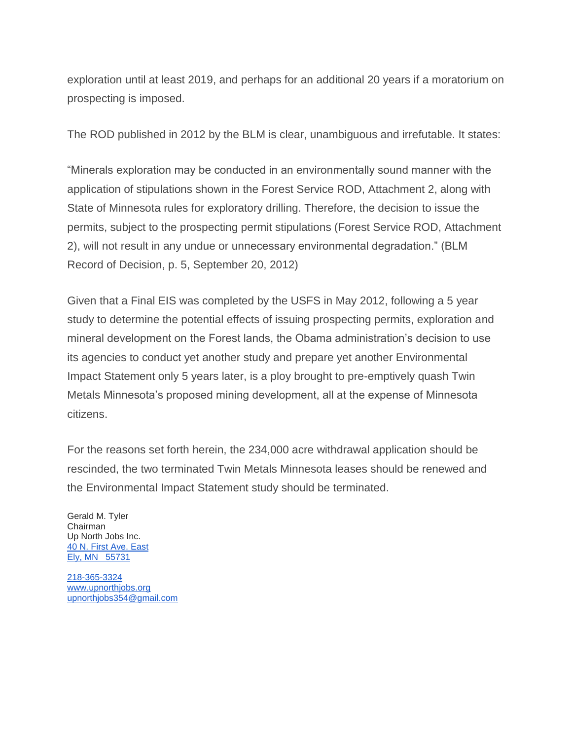exploration until at least 2019, and perhaps for an additional 20 years if a moratorium on prospecting is imposed.

The ROD published in 2012 by the BLM is clear, unambiguous and irrefutable. It states:

"Minerals exploration may be conducted in an environmentally sound manner with the application of stipulations shown in the Forest Service ROD, Attachment 2, along with State of Minnesota rules for exploratory drilling. Therefore, the decision to issue the permits, subject to the prospecting permit stipulations (Forest Service ROD, Attachment 2), will not result in any undue or unnecessary environmental degradation." (BLM Record of Decision, p. 5, September 20, 2012)

Given that a Final EIS was completed by the USFS in May 2012, following a 5 year study to determine the potential effects of issuing prospecting permits, exploration and mineral development on the Forest lands, the Obama administration's decision to use its agencies to conduct yet another study and prepare yet another Environmental Impact Statement only 5 years later, is a ploy brought to pre-emptively quash Twin Metals Minnesota's proposed mining development, all at the expense of Minnesota citizens.

For the reasons set forth herein, the 234,000 acre withdrawal application should be rescinded, the two terminated Twin Metals Minnesota leases should be renewed and the Environmental Impact Statement study should be terminated.

Gerald M. Tyler
Chairman
Up North Jobs Inc.
40 N. First Ave. East
Ely, MN 55731

218-365-3324
www.upnorthjobs.org
upnorthjobs354@gmail.com